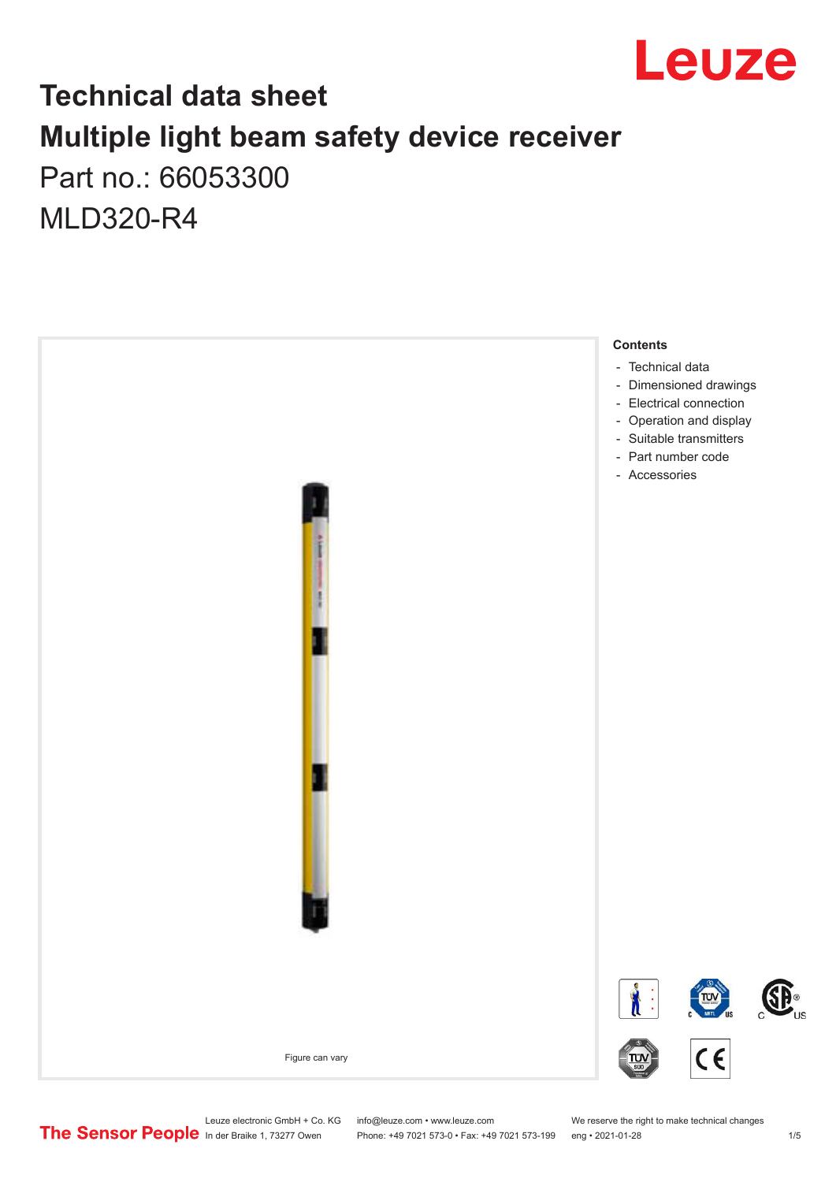# Technical data sheet

# Multiple light beam safety device receiver

Part no.: 66053300

MLD320-R4

Figure can vary

**Contents**

- Technical data
- Dimensioned drawings
- Electrical connection
- Operation and display
- Suitable transmitters
- Part number code
- Accessories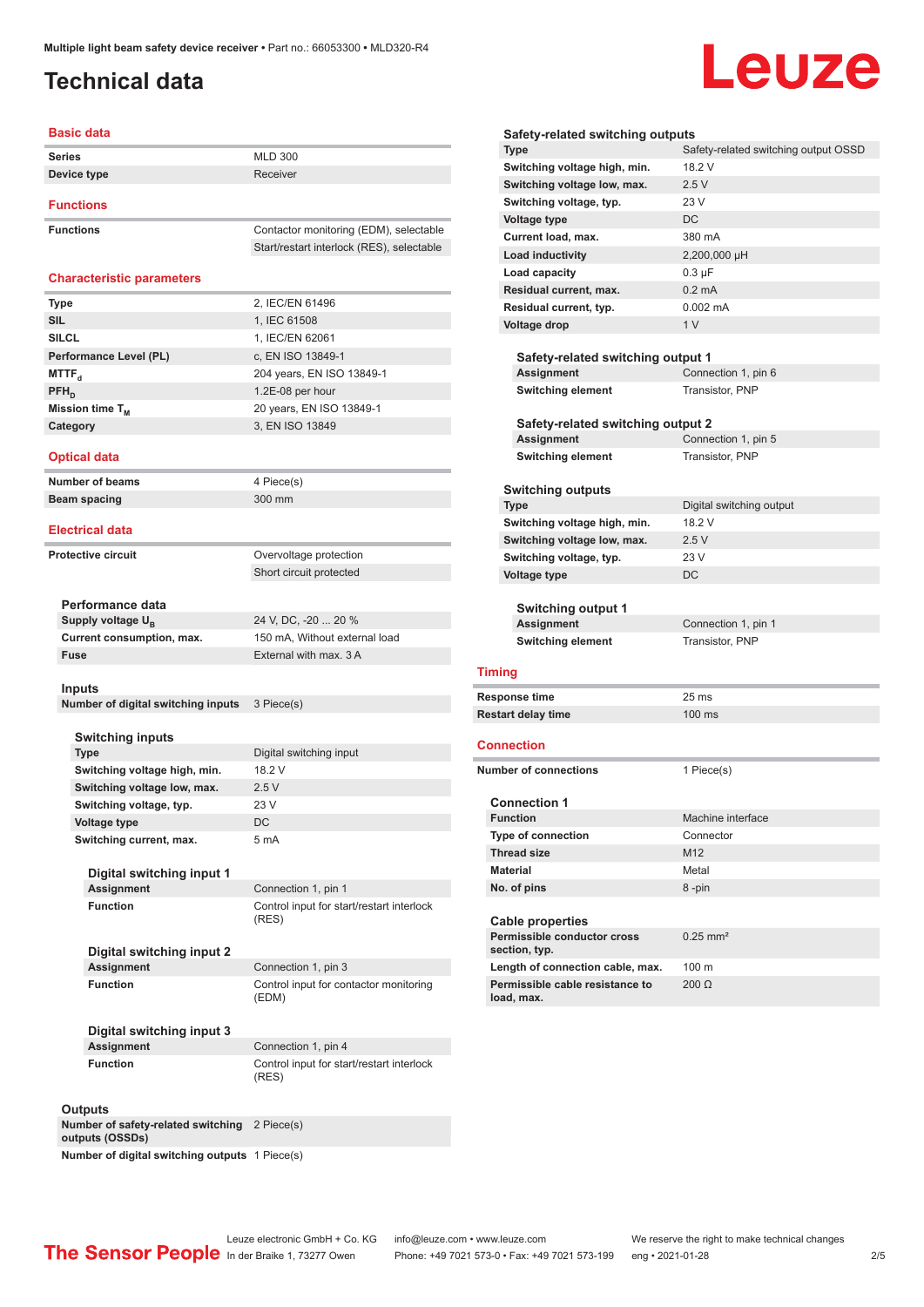# Technical data

## Basic data

| | |
|---|---|
| **Series** | MLD 300 |
| **Device type** | Receiver |

## Functions

| | |
|---|---|
| **Functions** | Contactor monitoring (EDM), selectable |
| | Start/restart interlock (RES), selectable |

## Characteristic parameters

| | |
|---|---|
| **Type** | 2, IEC/EN 61496 |
| **SIL** | 1, IEC 61508 |
| **SILCL** | 1, IEC/EN 62061 |
| **Performance Level (PL)** | c, EN ISO 13849-1 |
| **$MTTF_d$** | 204 years, EN ISO 13849-1 |
| **$PFH_D$** | 1.2E-08 per hour |
| **Mission time $T_M$** | 20 years, EN ISO 13849-1 |
| **Category** | 3, EN ISO 13849 |

## Optical data

| | |
|---|---|
| **Number of beams** | 4 Piece(s) |
| **Beam spacing** | 300 mm |

## Electrical data

| | |
|---|---|
| **Protective circuit** | Overvoltage protection |
| | Short circuit protected |

### Performance data

| | |
|---|---|
| **Supply voltage $U_B$** | 24 V, DC, -20 ... 20 % |
| **Current consumption, max.** | 150 mA, Without external load |
| **Fuse** | External with max. 3 A |

### Inputs

| | |
|---|---|
| **Number of digital switching inputs** | 3 Piece(s) |

#### Switching inputs

| | |
|---|---|
| **Type** | Digital switching input |
| **Switching voltage high, min.** | 18.2 V |
| **Switching voltage low, max.** | 2.5 V |
| **Switching voltage, typ.** | 23 V |
| **Voltage type** | DC |
| **Switching current, max.** | 5 mA |

##### Digital switching input 1

| | |
|---|---|
| **Assignment** | Connection 1, pin 1 |
| **Function** | Control input for start/restart interlock (RES) |

##### Digital switching input 2

| | |
|---|---|
| **Assignment** | Connection 1, pin 3 |
| **Function** | Control input for contactor monitoring (EDM) |

##### Digital switching input 3

| | |
|---|---|
| **Assignment** | Connection 1, pin 4 |
| **Function** | Control input for start/restart interlock (RES) |

### Outputs

| | |
|---|---|
| **Number of safety-related switching outputs (OSSDs)** | 2 Piece(s) |
| **Number of digital switching outputs** | 1 Piece(s) |

#### Safety-related switching outputs

| | |
|---|---|
| **Type** | Safety-related switching output OSSD |
| **Switching voltage high, min.** | 18.2 V |
| **Switching voltage low, max.** | 2.5 V |
| **Switching voltage, typ.** | 23 V |
| **Voltage type** | DC |
| **Current load, max.** | 380 mA |
| **Load inductivity** | 2,200,000 µH |
| **Load capacity** | 0.3 µF |
| **Residual current, max.** | 0.2 mA |
| **Residual current, typ.** | 0.002 mA |
| **Voltage drop** | 1 V |

##### Safety-related switching output 1

| | |
|---|---|
| **Assignment** | Connection 1, pin 6 |
| **Switching element** | Transistor, PNP |

##### Safety-related switching output 2

| | |
|---|---|
| **Assignment** | Connection 1, pin 5 |
| **Switching element** | Transistor, PNP |

#### Switching outputs

| | |
|---|---|
| **Type** | Digital switching output |
| **Switching voltage high, min.** | 18.2 V |
| **Switching voltage low, max.** | 2.5 V |
| **Switching voltage, typ.** | 23 V |
| **Voltage type** | DC |

##### Switching output 1

| | |
|---|---|
| **Assignment** | Connection 1, pin 1 |
| **Switching element** | Transistor, PNP |

## Timing

| | |
|---|---|
| **Response time** | 25 ms |
| **Restart delay time** | 100 ms |

## Connection

| | |
|---|---|
| **Number of connections** | 1 Piece(s) |

### Connection 1

| | |
|---|---|
| **Function** | Machine interface |
| **Type of connection** | Connector |
| **Thread size** | M12 |
| **Material** | Metal |
| **No. of pins** | 8 -pin |

### Cable properties

| | |
|---|---|
| **Permissible conductor cross section, typ.** | 0.25 mm² |
| **Length of connection cable, max.** | 100 m |
| **Permissible cable resistance to load, max.** | 200 Ω |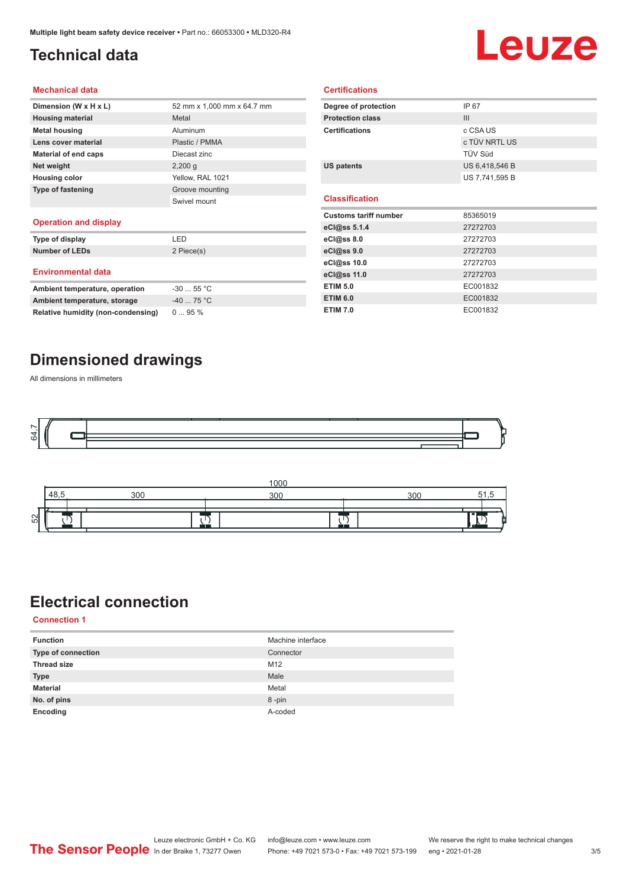# Technical data

## Mechanical data

| | |
|---|---|
| **Dimension (W x H x L)** | 52 mm x 1,000 mm x 64.7 mm |
| **Housing material** | Metal |
| **Metal housing** | Aluminum |
| **Lens cover material** | Plastic / PMMA |
| **Material of end caps** | Diecast zinc |
| **Net weight** | 2,200 g |
| **Housing color** | Yellow, RAL 1021 |
| **Type of fastening** | Groove mounting |
| | Swivel mount |

## Operation and display

| | |
|---|---|
| **Type of display** | LED |
| **Number of LEDs** | 2 Piece(s) |

## Environmental data

| | |
|---|---|
| **Ambient temperature, operation** | -30 ... 55 °C |
| **Ambient temperature, storage** | -40 ... 75 °C |
| **Relative humidity (non-condensing)** | 0 ... 95 % |

## Certifications

| | |
|---|---|
| **Degree of protection** | IP 67 |
| **Protection class** | III |
| **Certifications** | c CSA US |
| | c TÜV NRTL US |
| | TÜV Süd |
| **US patents** | US 6,418,546 B |
| | US 7,741,595 B |

## Classification

| | |
|---|---|
| **Customs tariff number** | 85365019 |
| **eCl@ss 5.1.4** | 27272703 |
| **eCl@ss 8.0** | 27272703 |
| **eCl@ss 9.0** | 27272703 |
| **eCl@ss 10.0** | 27272703 |
| **eCl@ss 11.0** | 27272703 |
| **ETIM 5.0** | EC001832 |
| **ETIM 6.0** | EC001832 |
| **ETIM 7.0** | EC001832 |

# Dimensioned drawings

All dimensions in millimeters

64,7

1000

48,5 300 300 300 51,5

52

# Electrical connection

## Connection 1

| | |
|---|---|
| **Function** | Machine interface |
| **Type of connection** | Connector |
| **Thread size** | M12 |
| **Type** | Male |
| **Material** | Metal |
| **No. of pins** | 8 -pin |
| **Encoding** | A-coded |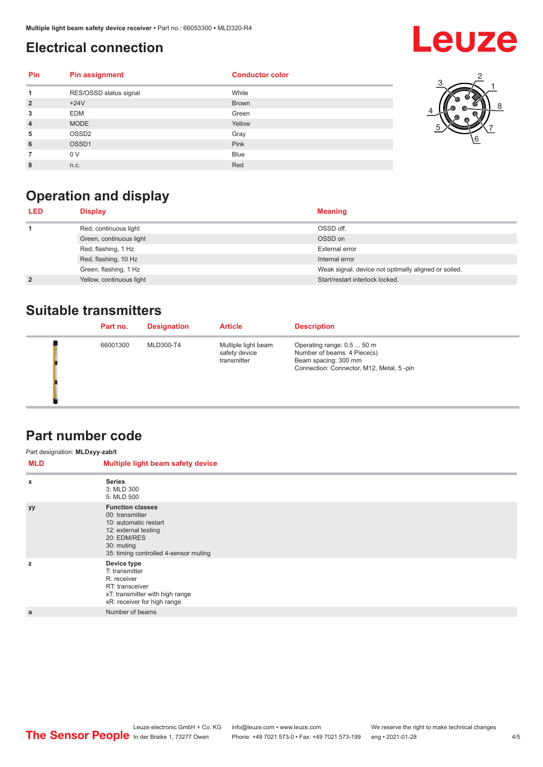## Electrical connection

| Pin | Pin assignment | Conductor color |
|---|---|---|
| 1 | RES/OSSD status signal | White |
| 2 | +24V | Brown |
| 3 | EDM | Green |
| 4 | MODE | Yellow |
| 5 | OSSD2 | Gray |
| 6 | OSSD1 | Pink |
| 7 | 0 V | Blue |
| 8 | n.c. | Red |

## Operation and display

| LED | Display | Meaning |
|---|---|---|
| 1 | Red, continuous light | OSSD off. |
| | Green, continuous light | OSSD on |
| | Red, flashing, 1 Hz | External error |
| | Red, flashing, 10 Hz | Internal error |
| | Green, flashing, 1 Hz | Weak signal, device not optimally aligned or soiled. |
| 2 | Yellow, continuous light | Start/restart interlock locked. |

## Suitable transmitters

| Part no. | Designation | Article | Description |
|---|---|---|---|
| 66001300 | MLD300-T4 | Multiple light beam safety device transmitter | Operating range: 0.5 ... 50 m<br>Number of beams: 4 Piece(s)<br>Beam spacing: 300 mm<br>Connection: Connector, M12, Metal, 5 -pin |

## Part number code

Part designation: **MLDxyy-zab/t**

| MLD | Multiple light beam safety device |
|---|---|
| x | **Series**<br>3: MLD 300<br>5: MLD 500 |
| yy | **Function classes**<br>00: transmitter<br>10: automatic restart<br>12: external testing<br>20: EDM/RES<br>30: muting<br>35: timing controlled 4-sensor muting |
| z | **Device type**<br>T: transmitter<br>R: receiver<br>RT: transceiver<br>xT: transmitter with high range<br>xR: receiver for high range |
| a | Number of beams |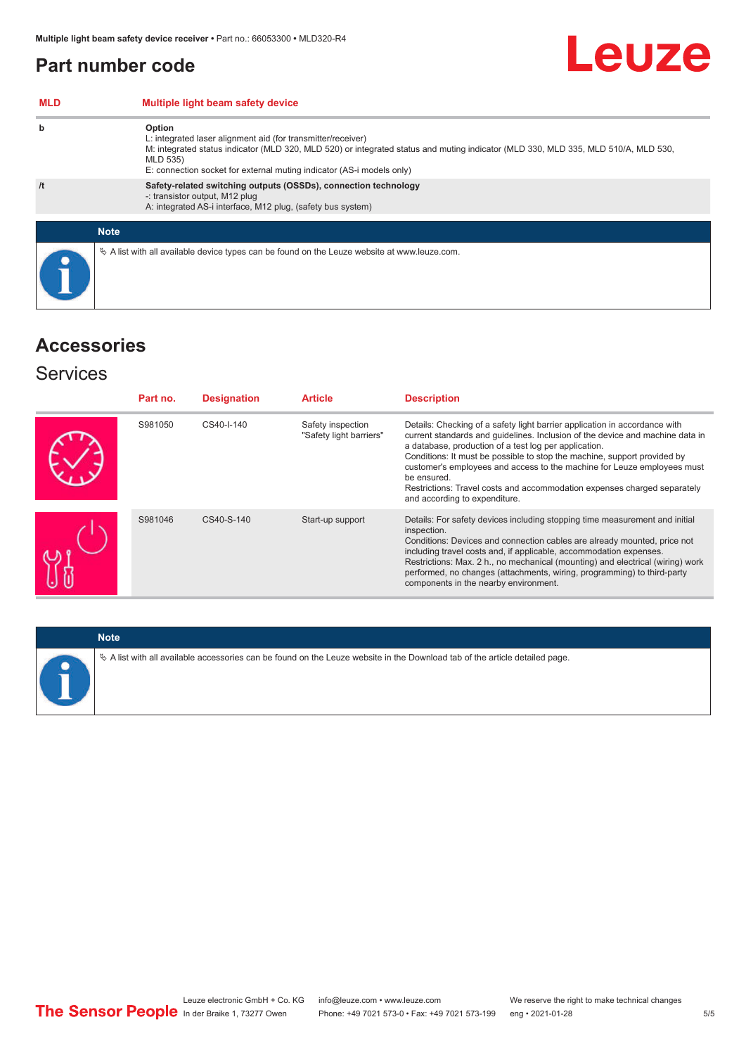## Part number code

| MLD | Multiple light beam safety device |
|---|---|
| b | **Option**<br>L: integrated laser alignment aid (for transmitter/receiver)<br>M: integrated status indicator (MLD 320, MLD 520) or integrated status and muting indicator (MLD 330, MLD 335, MLD 510/A, MLD 530, MLD 535)<br>E: connection socket for external muting indicator (AS-i models only) |
| /t | **Safety-related switching outputs (OSSDs), connection technology**<br>-: transistor output, M12 plug<br>A: integrated AS-i interface, M12 plug, (safety bus system) |

**Note**

↳ A list with all available device types can be found on the Leuze website at www.leuze.com.

## Accessories

### Services

| Part no. | Designation | Article | Description |
|---|---|---|---|
| S981050 | CS40-I-140 | Safety inspection "Safety light barriers" | Details: Checking of a safety light barrier application in accordance with current standards and guidelines. Inclusion of the device and machine data in a database, production of a test log per application.<br>Conditions: It must be possible to stop the machine, support provided by customer's employees and access to the machine for Leuze employees must be ensured.<br>Restrictions: Travel costs and accommodation expenses charged separately and according to expenditure. |
| S981046 | CS40-S-140 | Start-up support | Details: For safety devices including stopping time measurement and initial inspection.<br>Conditions: Devices and connection cables are already mounted, price not including travel costs and, if applicable, accommodation expenses.<br>Restrictions: Max. 2 h., no mechanical (mounting) and electrical (wiring) work performed, no changes (attachments, wiring, programming) to third-party components in the nearby environment. |

**Note**

↳ A list with all available accessories can be found on the Leuze website in the Download tab of the article detailed page.